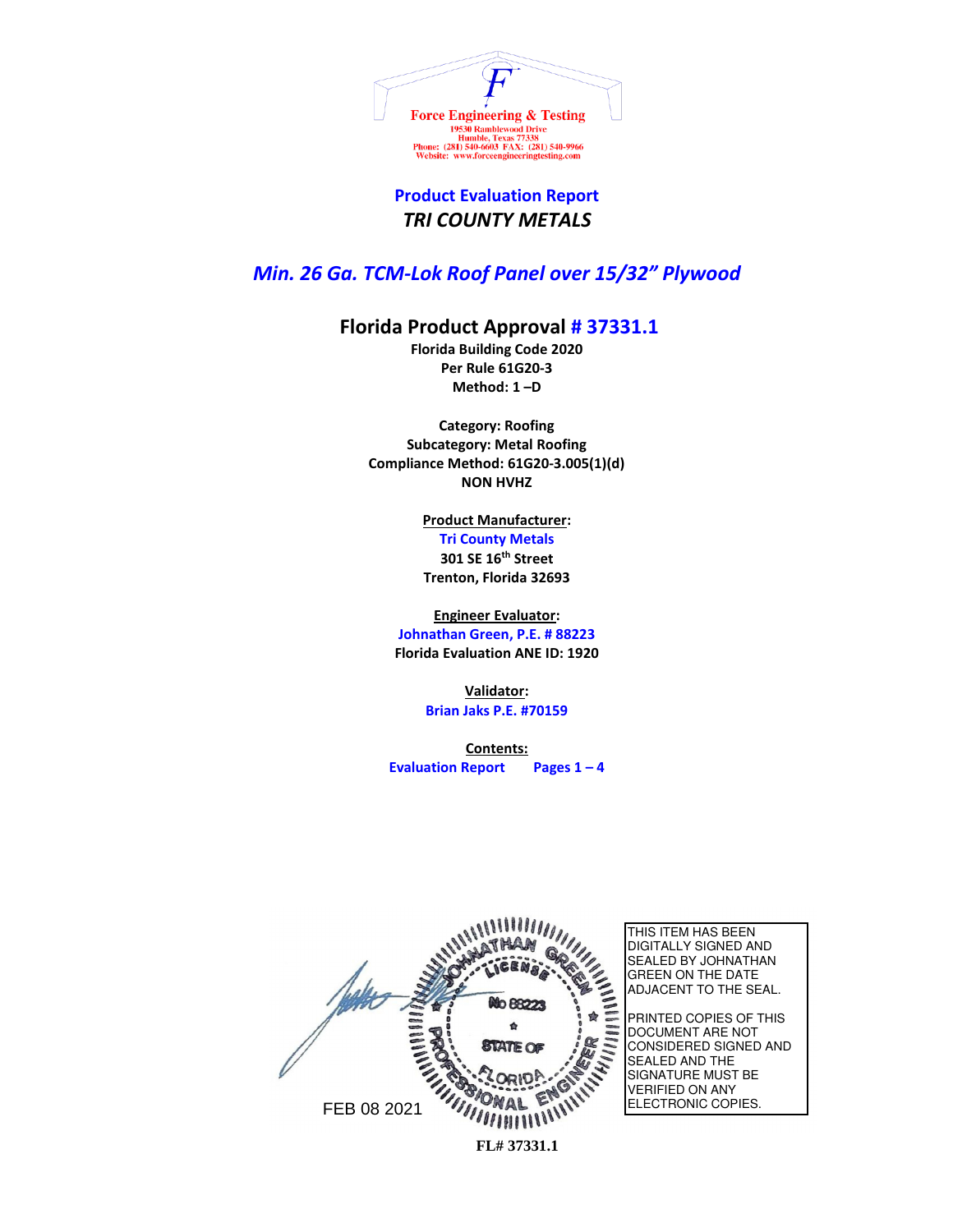Force Engineering & Testing
19530 Ramblewood Drive
Humble, Texas 77338
Phone: (281) 540-6603 FAX: (281) 540-9966
Website: www.forceengineeringtesting.com

# Product Evaluation Report
## *TRI COUNTY METALS*

## *Min. 26 Ga. TCM-Lok Roof Panel over 15/32" Plywood*

## Florida Product Approval # 37331.1

**Florida Building Code 2020**
**Per Rule 61G20-3**
**Method: 1 –D**

**Category: Roofing**
**Subcategory: Metal Roofing**
**Compliance Method: 61G20-3.005(1)(d)**
**NON HVHZ**

**Product Manufacturer:**
Tri County Metals
301 SE 16th Street
Trenton, Florida 32693

**Engineer Evaluator:**
Johnathan Green, P.E. # 88223
Florida Evaluation ANE ID: 1920

**Validator:**
Brian Jaks P.E. #70159

**Contents:**
Evaluation Report Pages 1 – 4

JOHNATHAN GREEN LICENSE No 88223 STATE OF FLORIDA PROFESSIONAL ENGINEER

FEB 08 2021

THIS ITEM HAS BEEN DIGITALLY SIGNED AND SEALED BY JOHNATHAN GREEN ON THE DATE ADJACENT TO THE SEAL.

PRINTED COPIES OF THIS DOCUMENT ARE NOT CONSIDERED SIGNED AND SEALED AND THE SIGNATURE MUST BE VERIFIED ON ANY ELECTRONIC COPIES.

FL# 37331.1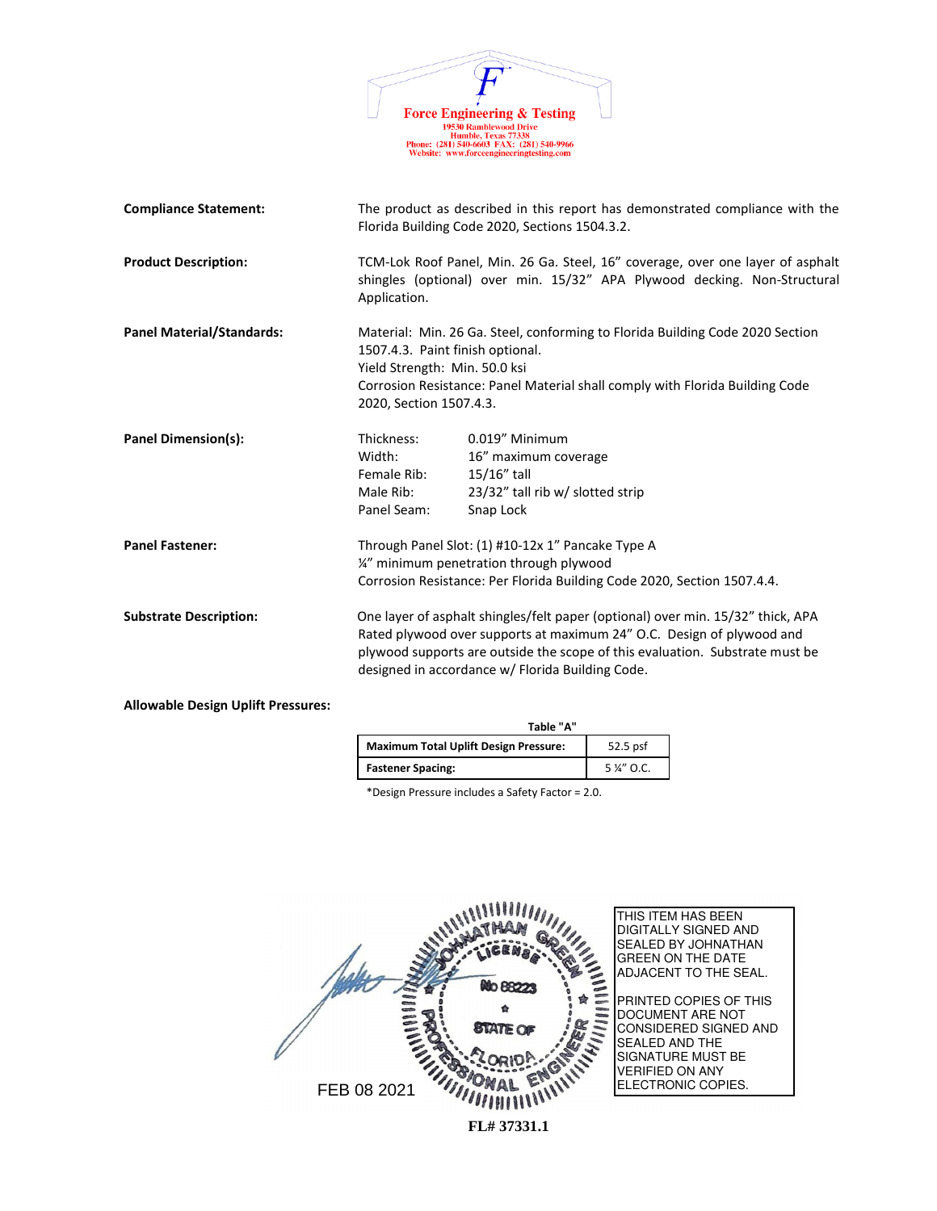Force Engineering & Testing
19530 Ramblewood Drive
Humble, Texas 77338
Phone: (281) 540-6603 FAX: (281) 540-9966
Website: www.forceengineeringtesting.com

**Compliance Statement:** The product as described in this report has demonstrated compliance with the Florida Building Code 2020, Sections 1504.3.2.

**Product Description:** TCM-Lok Roof Panel, Min. 26 Ga. Steel, 16" coverage, over one layer of asphalt shingles (optional) over min. 15/32" APA Plywood decking. Non-Structural Application.

**Panel Material/Standards:** Material: Min. 26 Ga. Steel, conforming to Florida Building Code 2020 Section 1507.4.3. Paint finish optional.
Yield Strength: Min. 50.0 ksi
Corrosion Resistance: Panel Material shall comply with Florida Building Code 2020, Section 1507.4.3.

**Panel Dimension(s):**

| | |
|---|---|
| Thickness: | 0.019" Minimum |
| Width: | 16" maximum coverage |
| Female Rib: | 15/16" tall |
| Male Rib: | 23/32" tall rib w/ slotted strip |
| Panel Seam: | Snap Lock |

**Panel Fastener:** Through Panel Slot: (1) #10-12x 1" Pancake Type A
¼" minimum penetration through plywood
Corrosion Resistance: Per Florida Building Code 2020, Section 1507.4.4.

**Substrate Description:** One layer of asphalt shingles/felt paper (optional) over min. 15/32" thick, APA Rated plywood over supports at maximum 24" O.C. Design of plywood and plywood supports are outside the scope of this evaluation. Substrate must be designed in accordance w/ Florida Building Code.

**Allowable Design Uplift Pressures:**

Table "A"

| **Maximum Total Uplift Design Pressure:** | 52.5 psf |
|---|---|
| **Fastener Spacing:** | 5 ¼" O.C. |

*Design Pressure includes a Safety Factor = 2.0.

JOHNATHAN GREEN LICENSE No 88223 STATE OF FLORIDA PROFESSIONAL ENGINEER

FEB 08 2021

THIS ITEM HAS BEEN DIGITALLY SIGNED AND SEALED BY JOHNATHAN GREEN ON THE DATE ADJACENT TO THE SEAL.

PRINTED COPIES OF THIS DOCUMENT ARE NOT CONSIDERED SIGNED AND SEALED AND THE SIGNATURE MUST BE VERIFIED ON ANY ELECTRONIC COPIES.

**FL# 37331.1**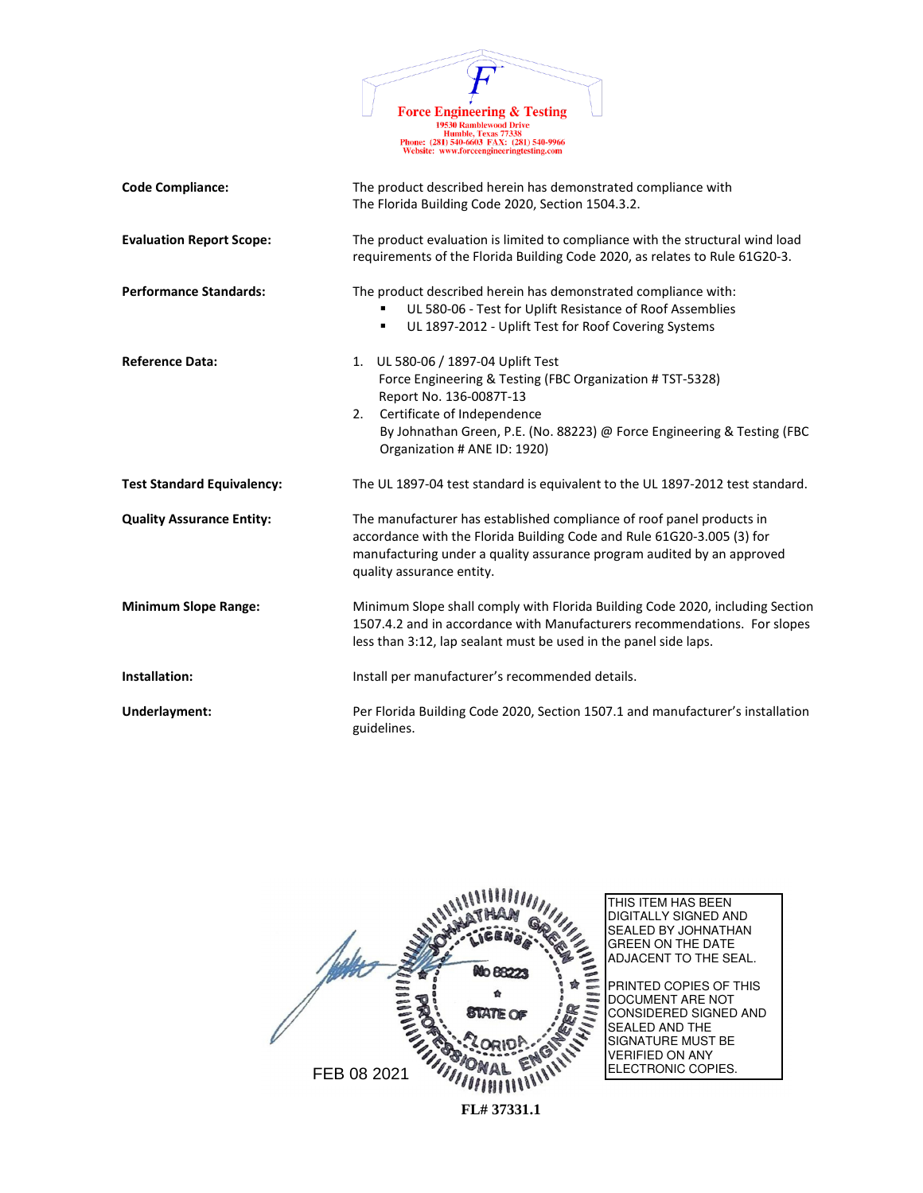**Force Engineering & Testing**
19530 Ramblewood Drive
Humble, Texas 77338
Phone: (281) 540-6603 FAX: (281) 540-9966
Website: www.forceengineeringtesting.com

| | |
|---|---|
| **Code Compliance:** | The product described herein has demonstrated compliance with The Florida Building Code 2020, Section 1504.3.2. |
| **Evaluation Report Scope:** | The product evaluation is limited to compliance with the structural wind load requirements of the Florida Building Code 2020, as relates to Rule 61G20-3. |
| **Performance Standards:** | The product described herein has demonstrated compliance with:<br>▪ UL 580-06 - Test for Uplift Resistance of Roof Assemblies<br>▪ UL 1897-2012 - Uplift Test for Roof Covering Systems |
| **Reference Data:** | 1. UL 580-06 / 1897-04 Uplift Test<br>Force Engineering & Testing (FBC Organization # TST-5328)<br>Report No. 136-0087T-13<br>2. Certificate of Independence<br>By Johnathan Green, P.E. (No. 88223) @ Force Engineering & Testing (FBC Organization # ANE ID: 1920) |
| **Test Standard Equivalency:** | The UL 1897-04 test standard is equivalent to the UL 1897-2012 test standard. |
| **Quality Assurance Entity:** | The manufacturer has established compliance of roof panel products in accordance with the Florida Building Code and Rule 61G20-3.005 (3) for manufacturing under a quality assurance program audited by an approved quality assurance entity. |
| **Minimum Slope Range:** | Minimum Slope shall comply with Florida Building Code 2020, including Section 1507.4.2 and in accordance with Manufacturers recommendations. For slopes less than 3:12, lap sealant must be used in the panel side laps. |
| **Installation:** | Install per manufacturer's recommended details. |
| **Underlayment:** | Per Florida Building Code 2020, Section 1507.1 and manufacturer's installation guidelines. |

JOHNATHAN GREEN LICENSE No 88223 STATE OF FLORIDA PROFESSIONAL ENGINEER

FEB 08 2021

THIS ITEM HAS BEEN DIGITALLY SIGNED AND SEALED BY JOHNATHAN GREEN ON THE DATE ADJACENT TO THE SEAL.

PRINTED COPIES OF THIS DOCUMENT ARE NOT CONSIDERED SIGNED AND SEALED AND THE SIGNATURE MUST BE VERIFIED ON ANY ELECTRONIC COPIES.

FL# 37331.1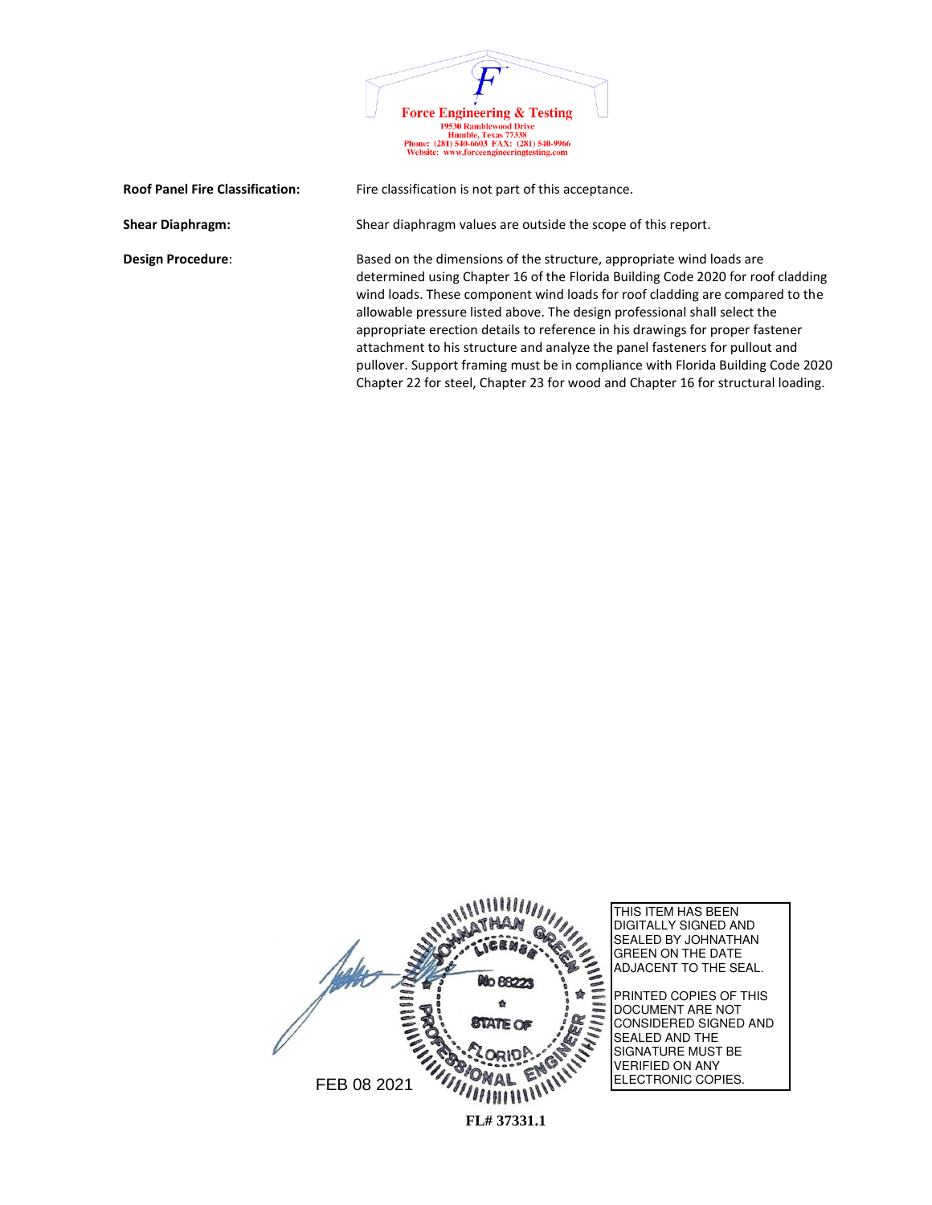**Roof Panel Fire Classification:** Fire classification is not part of this acceptance.

**Shear Diaphragm:** Shear diaphragm values are outside the scope of this report.

**Design Procedure**: Based on the dimensions of the structure, appropriate wind loads are determined using Chapter 16 of the Florida Building Code 2020 for roof cladding wind loads. These component wind loads for roof cladding are compared to the allowable pressure listed above. The design professional shall select the appropriate erection details to reference in his drawings for proper fastener attachment to his structure and analyze the panel fasteners for pullout and pullover. Support framing must be in compliance with Florida Building Code 2020 Chapter 22 for steel, Chapter 23 for wood and Chapter 16 for structural loading.

FEB 08 2021

THIS ITEM HAS BEEN DIGITALLY SIGNED AND SEALED BY JOHNATHAN GREEN ON THE DATE ADJACENT TO THE SEAL.

PRINTED COPIES OF THIS DOCUMENT ARE NOT CONSIDERED SIGNED AND SEALED AND THE SIGNATURE MUST BE VERIFIED ON ANY ELECTRONIC COPIES.

**FL# 37331.1**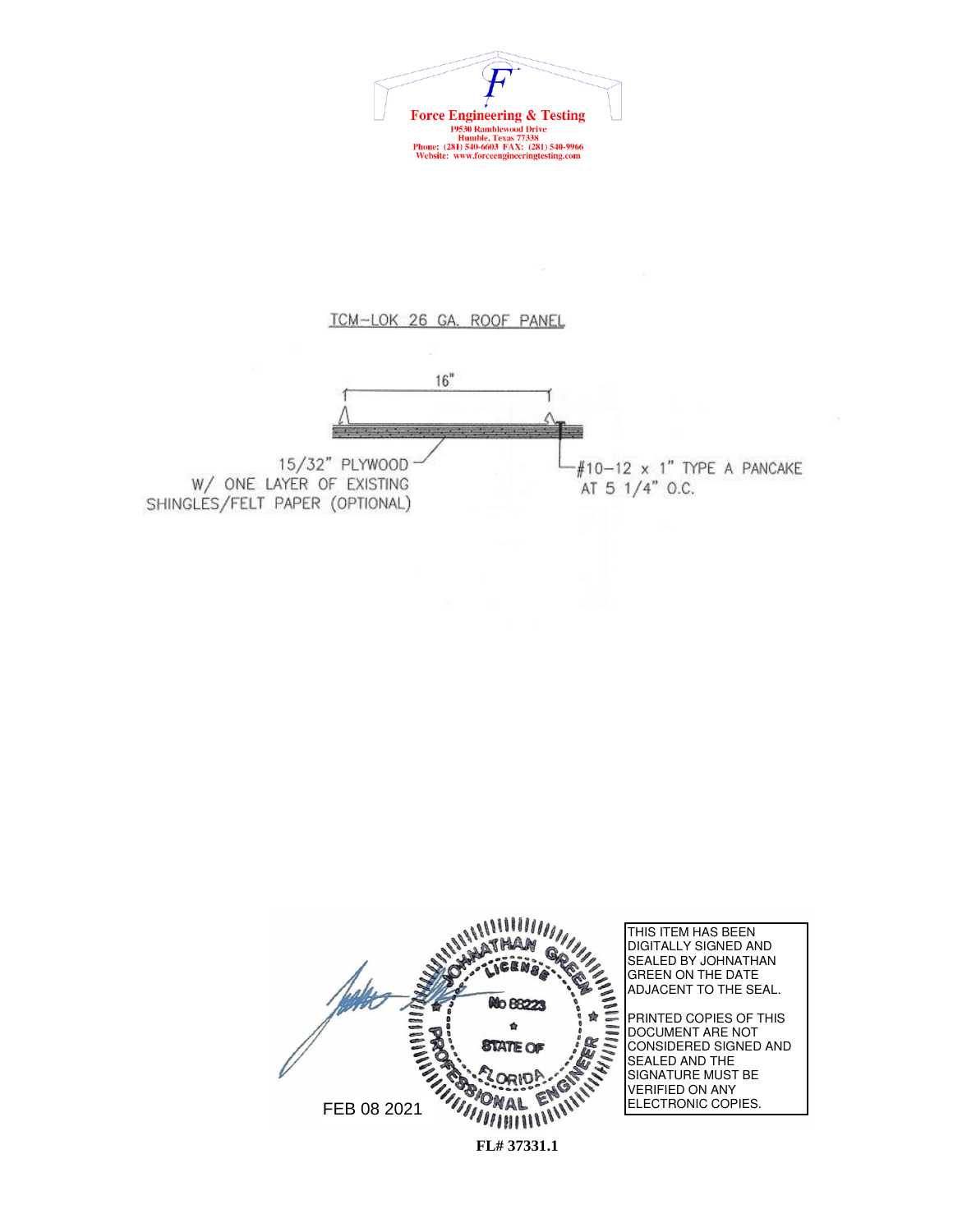Force Engineering & Testing

19530 Ramblewood Drive
Humble, Texas 77338
Phone: (281) 540-6603 FAX: (281) 540-9966
Website: www.forceengineeringtesting.com

TCM-LOK 26 GA. ROOF PANEL

16"

15/32" PLYWOOD
W/ ONE LAYER OF EXISTING
SHINGLES/FELT PAPER (OPTIONAL)

#10-12 x 1" TYPE A PANCAKE
AT 5 1/4" O.C.

JOHNATHAN GREEN
LICENSE
No 88223
STATE OF
FLORIDA
PROFESSIONAL ENGINEER

FEB 08 2021

THIS ITEM HAS BEEN DIGITALLY SIGNED AND SEALED BY JOHNATHAN GREEN ON THE DATE ADJACENT TO THE SEAL.

PRINTED COPIES OF THIS DOCUMENT ARE NOT CONSIDERED SIGNED AND SEALED AND THE SIGNATURE MUST BE VERIFIED ON ANY ELECTRONIC COPIES.

**FL# 37331.1**